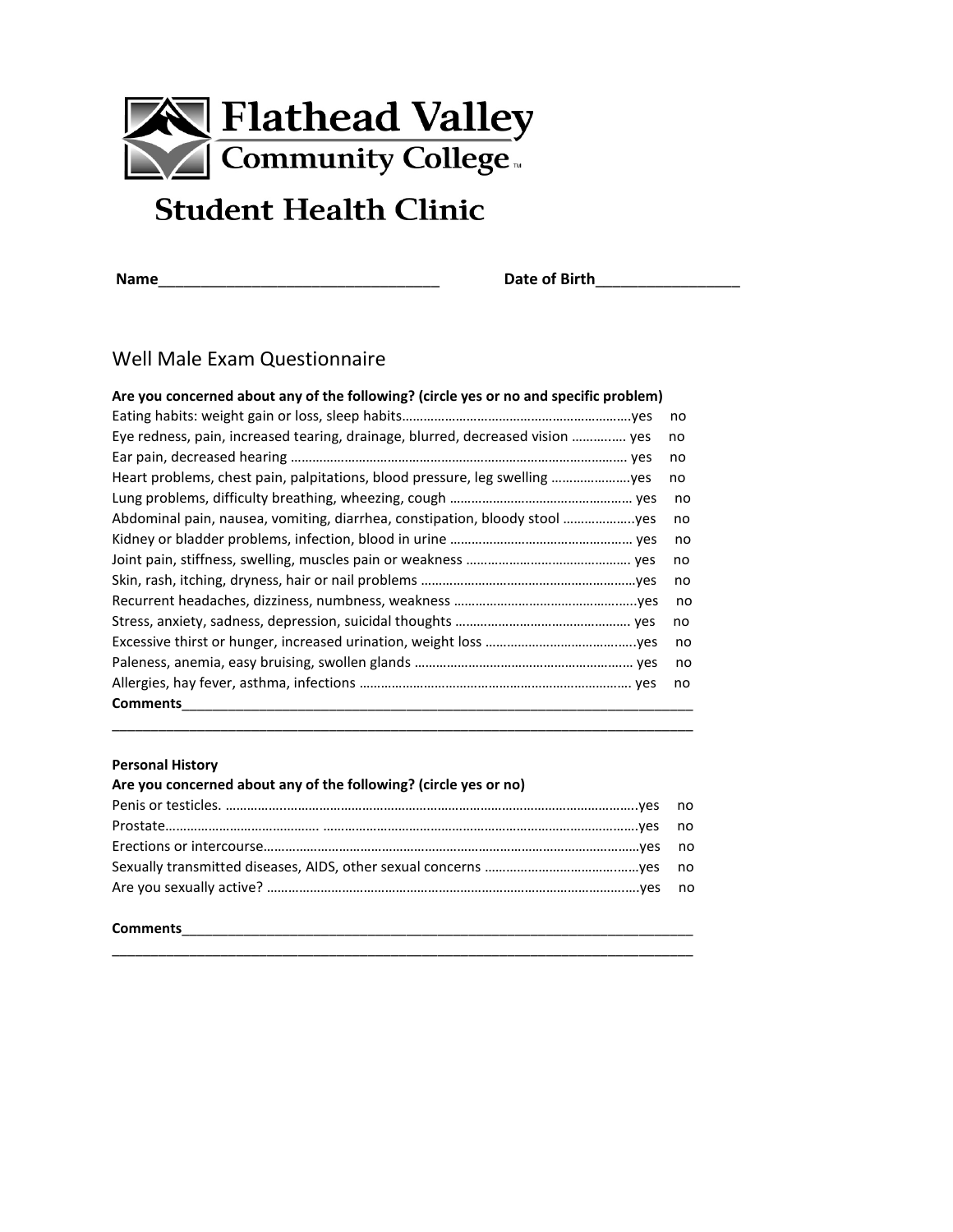# Flathead Valley Community College

## Student Health Clinic

**Name**_________________________________ **Date of Birth**_________________

### Well Male Exam Questionnaire

**Are you concerned about any of the following? (circle yes or no and specific problem)**

Eating habits: weight gain or loss, sleep habits……………………………………………………yes no
Eye redness, pain, increased tearing, drainage, blurred, decreased vision ………..… yes no
Ear pain, decreased hearing ……………………………………………………………………… yes no
Heart problems, chest pain, palpitations, blood pressure, leg swelling ………………….yes no
Lung problems, difficulty breathing, wheezing, cough …………………………………………… yes no
Abdominal pain, nausea, vomiting, diarrhea, constipation, bloody stool ………………..yes no
Kidney or bladder problems, infection, blood in urine …………………………………………… yes no
Joint pain, stiffness, swelling, muscles pain or weakness ………………………………………. yes no
Skin, rash, itching, dryness, hair or nail problems ……………………………………………………yes no
Recurrent headaches, dizziness, numbness, weakness ……………………………………..…..yes no
Stress, anxiety, sadness, depression, suicidal thoughts ………………………………………… yes no
Excessive thirst or hunger, increased urination, weight loss ……………………………..…..yes no
Paleness, anemia, easy bruising, swollen glands …………………………………………………… yes no
Allergies, hay fever, asthma, infections ………………………………………………………………. yes no

**Comments**______________________________________________________________________
_______________________________________________________________________________

**Personal History**

**Are you concerned about any of the following? (circle yes or no)**

Penis or testicles. ……………..………………………………………………………………………………yes no
Prostate……………………………………. ………………………………………………………………………yes no
Erections or intercourse……………………………………………………………………………………yes no
Sexually transmitted diseases, AIDS, other sexual concerns ……………………………..……yes no
Are you sexually active? ……………………………………………………………………………………yes no

**Comments**______________________________________________________________________
_______________________________________________________________________________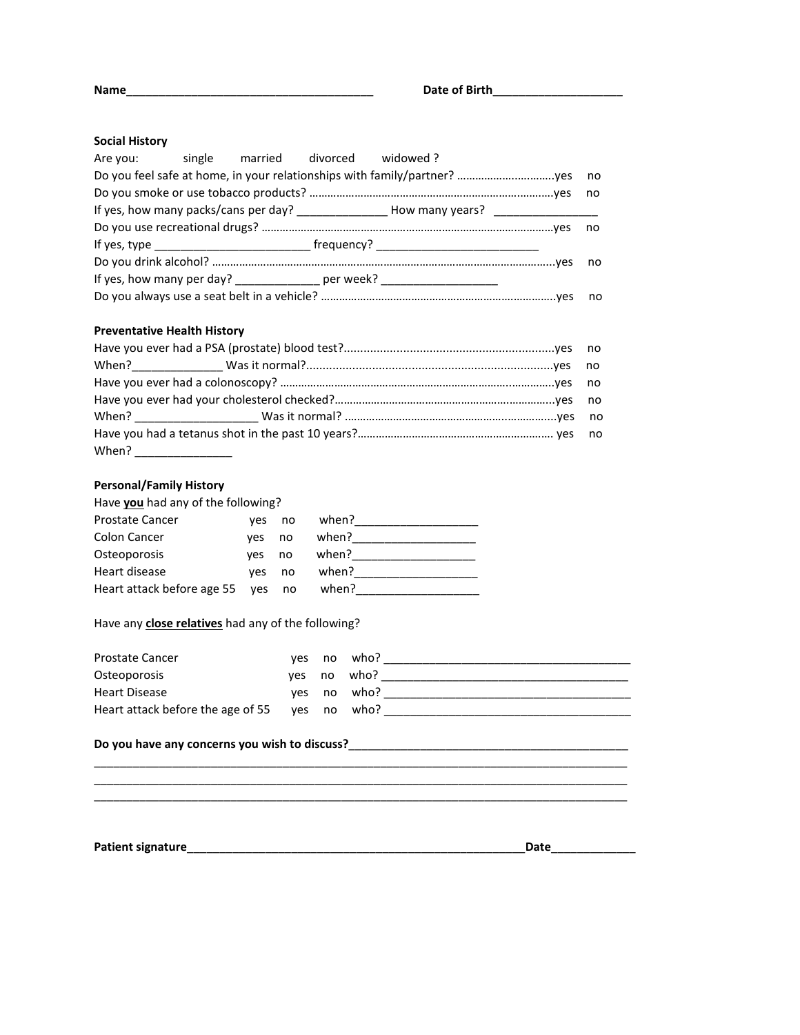**Name**______________________________________ **Date of Birth**___________________

**Social History**

Are you: single married divorced widowed ?

Do you feel safe at home, in your relationships with family/partner? ……………………………yes no

Do you smoke or use tobacco products? ……………………………………………………………………yes no

If yes, how many packs/cans per day? _____________ How many years? _______________

Do you use recreational drugs? ……………………………………………………………………………………yes no

If yes, type _______________________ frequency? ________________________

Do you drink alcohol? ………………………………………………………………………………………………….yes no

If yes, how many per day? ____________ per week? _________________

Do you always use a seat belt in a vehicle? ……………………………………………………………………yes no

**Preventative Health History**

Have you ever had a PSA (prostate) blood test?..............................................................yes no

When?_____________ Was it normal?..........................................................................yes no

Have you ever had a colonoscopy? ………………………………………………………………………………yes no

Have you ever had your cholesterol checked?……………………………………………………………….yes no

When? __________________ Was it normal? …………………………………………………………….yes no

Have you had a tetanus shot in the past 10 years?………………………………………………………. yes no

When? ______________

**Personal/Family History**

Have **you** had any of the following?

| | | | |
|---|---|---|---|
| Prostate Cancer | yes | no | when?__________________ |
| Colon Cancer | yes | no | when?__________________ |
| Osteoporosis | yes | no | when?__________________ |
| Heart disease | yes | no | when?__________________ |
| Heart attack before age 55 | yes | no | when?__________________ |

Have any **close relatives** had any of the following?

| | | | |
|---|---|---|---|
| Prostate Cancer | yes | no | who? ____________________________________ |
| Osteoporosis | yes | no | who? ____________________________________ |
| Heart Disease | yes | no | who? ____________________________________ |
| Heart attack before the age of 55 | yes | no | who? ____________________________________ |

**Do you have any concerns you wish to discuss?**____________________________________________

_____________________________________________________________________________________

_____________________________________________________________________________________

_____________________________________________________________________________________

**Patient signature**_______________________________________________________**Date**____________